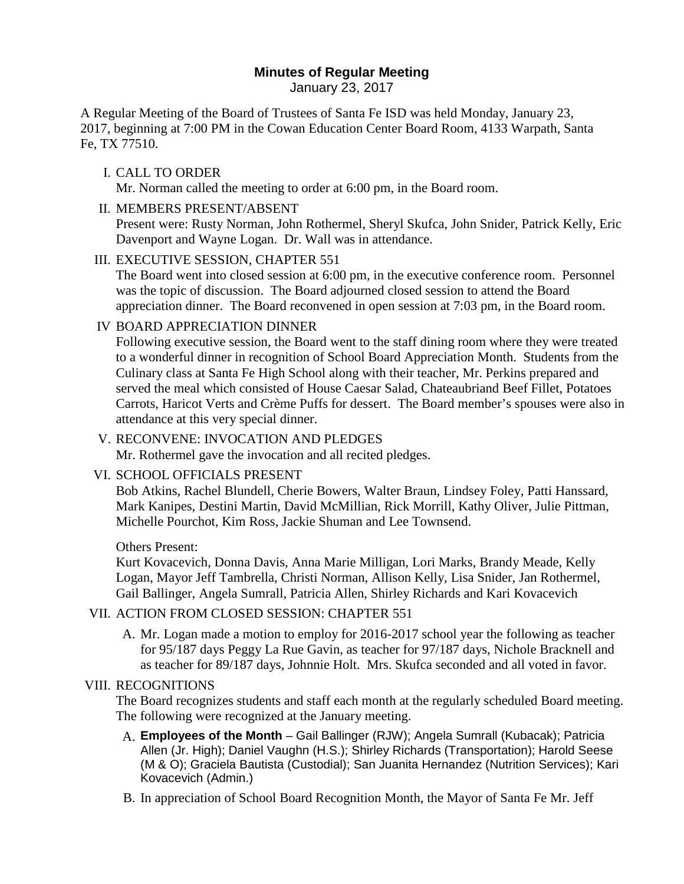# Minutes of Regular Meeting

January 23, 2017

A Regular Meeting of the Board of Trustees of Santa Fe ISD was held Monday, January 23, 2017, beginning at 7:00 PM in the Cowan Education Center Board Room, 4133 Warpath, Santa Fe, TX 77510.

I. CALL TO ORDER
   Mr. Norman called the meeting to order at 6:00 pm, in the Board room.

II. MEMBERS PRESENT/ABSENT
   Present were: Rusty Norman, John Rothermel, Sheryl Skufca, John Snider, Patrick Kelly, Eric Davenport and Wayne Logan. Dr. Wall was in attendance.

III. EXECUTIVE SESSION, CHAPTER 551
   The Board went into closed session at 6:00 pm, in the executive conference room. Personnel was the topic of discussion. The Board adjourned closed session to attend the Board appreciation dinner. The Board reconvened in open session at 7:03 pm, in the Board room.

IV BOARD APPRECIATION DINNER
   Following executive session, the Board went to the staff dining room where they were treated to a wonderful dinner in recognition of School Board Appreciation Month. Students from the Culinary class at Santa Fe High School along with their teacher, Mr. Perkins prepared and served the meal which consisted of House Caesar Salad, Chateaubriand Beef Fillet, Potatoes Carrots, Haricot Verts and Crème Puffs for dessert. The Board member's spouses were also in attendance at this very special dinner.

V. RECONVENE: INVOCATION AND PLEDGES
   Mr. Rothermel gave the invocation and all recited pledges.

VI. SCHOOL OFFICIALS PRESENT
   Bob Atkins, Rachel Blundell, Cherie Bowers, Walter Braun, Lindsey Foley, Patti Hanssard, Mark Kanipes, Destini Martin, David McMillian, Rick Morrill, Kathy Oliver, Julie Pittman, Michelle Pourchot, Kim Ross, Jackie Shuman and Lee Townsend.

   Others Present:
   Kurt Kovacevich, Donna Davis, Anna Marie Milligan, Lori Marks, Brandy Meade, Kelly Logan, Mayor Jeff Tambrella, Christi Norman, Allison Kelly, Lisa Snider, Jan Rothermel, Gail Ballinger, Angela Sumrall, Patricia Allen, Shirley Richards and Kari Kovacevich

VII. ACTION FROM CLOSED SESSION: CHAPTER 551

   A. Mr. Logan made a motion to employ for 2016-2017 school year the following as teacher for 95/187 days Peggy La Rue Gavin, as teacher for 97/187 days, Nichole Bracknell and as teacher for 89/187 days, Johnnie Holt. Mrs. Skufca seconded and all voted in favor.

VIII. RECOGNITIONS
   The Board recognizes students and staff each month at the regularly scheduled Board meeting. The following were recognized at the January meeting.

   A. **Employees of the Month** – Gail Ballinger (RJW); Angela Sumrall (Kubacak); Patricia Allen (Jr. High); Daniel Vaughn (H.S.); Shirley Richards (Transportation); Harold Seese (M & O); Graciela Bautista (Custodial); San Juanita Hernandez (Nutrition Services); Kari Kovacevich (Admin.)

   B. In appreciation of School Board Recognition Month, the Mayor of Santa Fe Mr. Jeff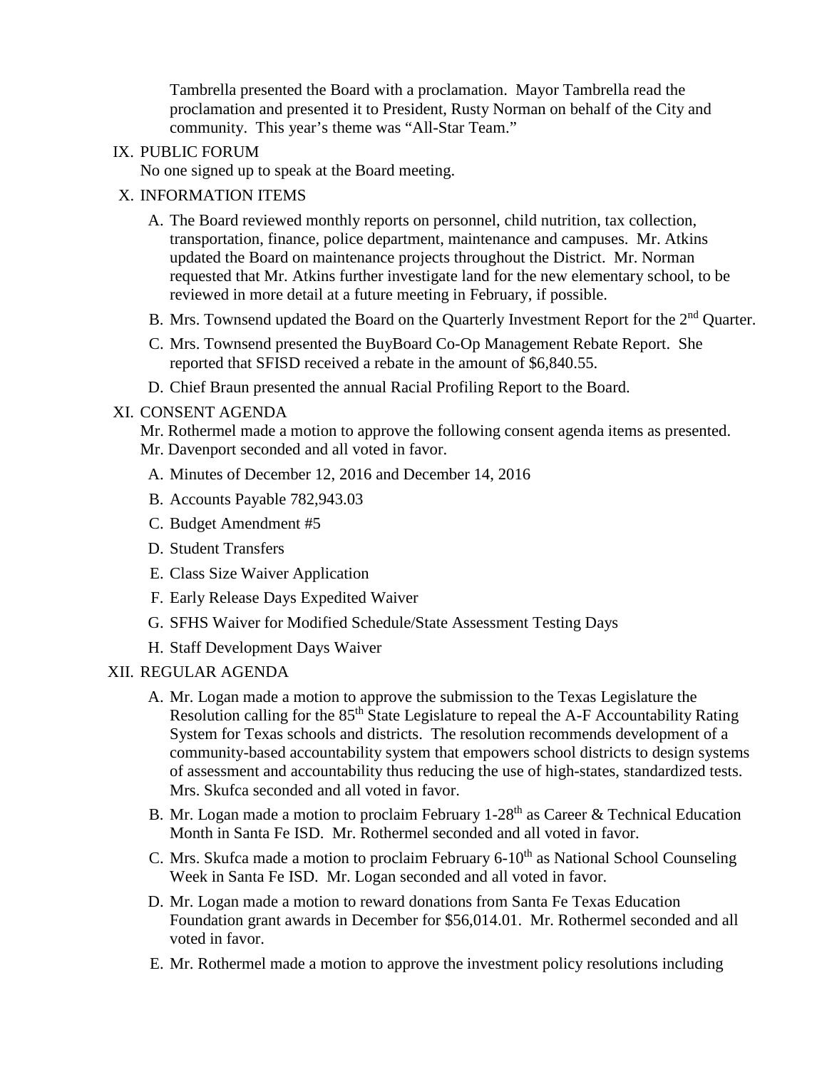Tambrella presented the Board with a proclamation. Mayor Tambrella read the proclamation and presented it to President, Rusty Norman on behalf of the City and community. This year's theme was "All-Star Team."

IX. PUBLIC FORUM

No one signed up to speak at the Board meeting.

X. INFORMATION ITEMS

A. The Board reviewed monthly reports on personnel, child nutrition, tax collection, transportation, finance, police department, maintenance and campuses. Mr. Atkins updated the Board on maintenance projects throughout the District. Mr. Norman requested that Mr. Atkins further investigate land for the new elementary school, to be reviewed in more detail at a future meeting in February, if possible.

B. Mrs. Townsend updated the Board on the Quarterly Investment Report for the 2nd Quarter.

C. Mrs. Townsend presented the BuyBoard Co-Op Management Rebate Report. She reported that SFISD received a rebate in the amount of $6,840.55.

D. Chief Braun presented the annual Racial Profiling Report to the Board.

XI. CONSENT AGENDA

Mr. Rothermel made a motion to approve the following consent agenda items as presented. Mr. Davenport seconded and all voted in favor.

A. Minutes of December 12, 2016 and December 14, 2016

B. Accounts Payable 782,943.03

C. Budget Amendment #5

D. Student Transfers

E. Class Size Waiver Application

F. Early Release Days Expedited Waiver

G. SFHS Waiver for Modified Schedule/State Assessment Testing Days

H. Staff Development Days Waiver

XII. REGULAR AGENDA

A. Mr. Logan made a motion to approve the submission to the Texas Legislature the Resolution calling for the 85th State Legislature to repeal the A-F Accountability Rating System for Texas schools and districts. The resolution recommends development of a community-based accountability system that empowers school districts to design systems of assessment and accountability thus reducing the use of high-states, standardized tests. Mrs. Skufca seconded and all voted in favor.

B. Mr. Logan made a motion to proclaim February 1-28th as Career & Technical Education Month in Santa Fe ISD. Mr. Rothermel seconded and all voted in favor.

C. Mrs. Skufca made a motion to proclaim February 6-10th as National School Counseling Week in Santa Fe ISD. Mr. Logan seconded and all voted in favor.

D. Mr. Logan made a motion to reward donations from Santa Fe Texas Education Foundation grant awards in December for $56,014.01. Mr. Rothermel seconded and all voted in favor.

E. Mr. Rothermel made a motion to approve the investment policy resolutions including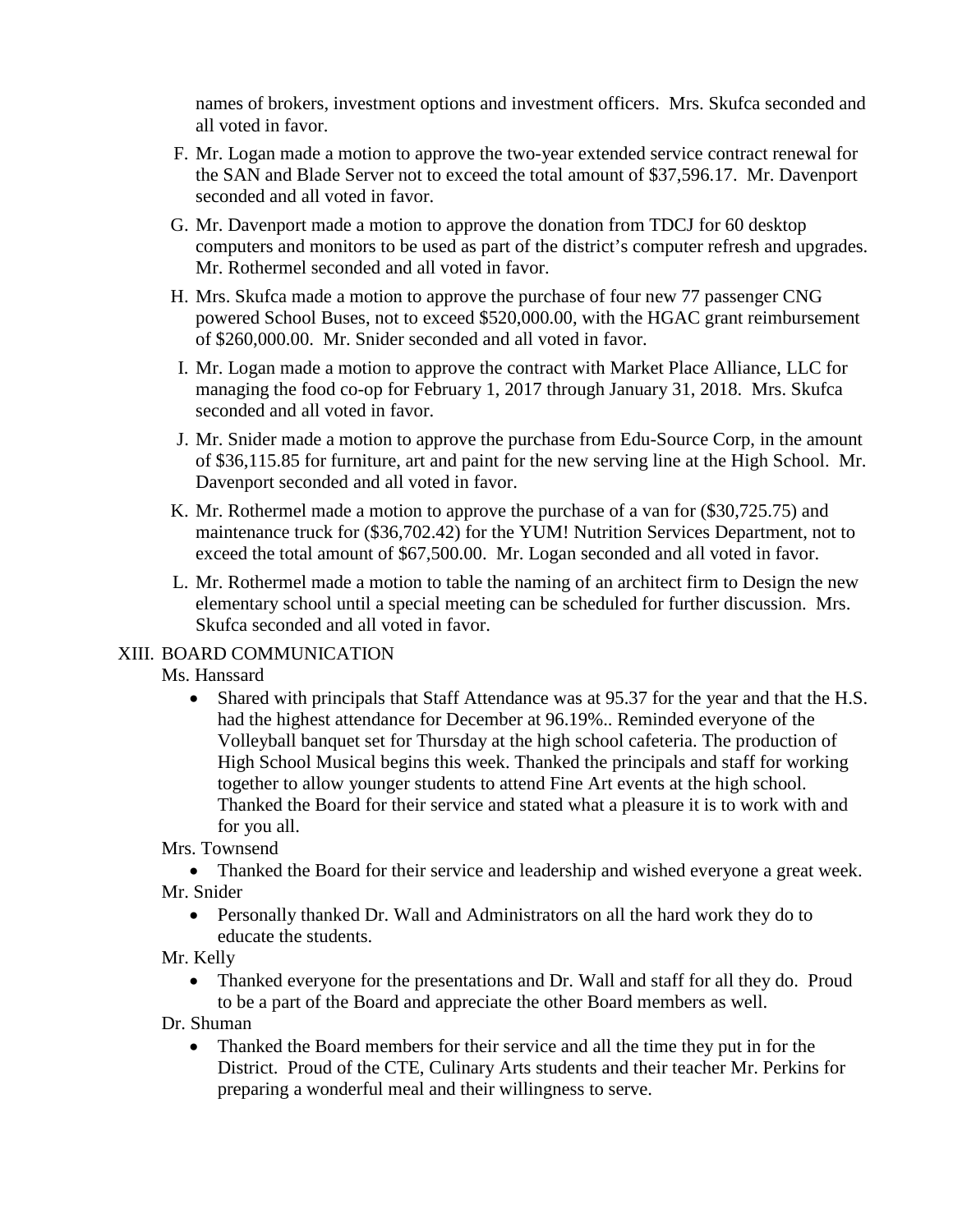names of brokers, investment options and investment officers. Mrs. Skufca seconded and all voted in favor.

F. Mr. Logan made a motion to approve the two-year extended service contract renewal for the SAN and Blade Server not to exceed the total amount of $37,596.17. Mr. Davenport seconded and all voted in favor.

G. Mr. Davenport made a motion to approve the donation from TDCJ for 60 desktop computers and monitors to be used as part of the district's computer refresh and upgrades. Mr. Rothermel seconded and all voted in favor.

H. Mrs. Skufca made a motion to approve the purchase of four new 77 passenger CNG powered School Buses, not to exceed $520,000.00, with the HGAC grant reimbursement of $260,000.00. Mr. Snider seconded and all voted in favor.

I. Mr. Logan made a motion to approve the contract with Market Place Alliance, LLC for managing the food co-op for February 1, 2017 through January 31, 2018. Mrs. Skufca seconded and all voted in favor.

J. Mr. Snider made a motion to approve the purchase from Edu-Source Corp, in the amount of $36,115.85 for furniture, art and paint for the new serving line at the High School. Mr. Davenport seconded and all voted in favor.

K. Mr. Rothermel made a motion to approve the purchase of a van for ($30,725.75) and maintenance truck for ($36,702.42) for the YUM! Nutrition Services Department, not to exceed the total amount of $67,500.00. Mr. Logan seconded and all voted in favor.

L. Mr. Rothermel made a motion to table the naming of an architect firm to Design the new elementary school until a special meeting can be scheduled for further discussion. Mrs. Skufca seconded and all voted in favor.

XIII. BOARD COMMUNICATION

Ms. Hanssard

- Shared with principals that Staff Attendance was at 95.37 for the year and that the H.S. had the highest attendance for December at 96.19%.. Reminded everyone of the Volleyball banquet set for Thursday at the high school cafeteria. The production of High School Musical begins this week. Thanked the principals and staff for working together to allow younger students to attend Fine Art events at the high school. Thanked the Board for their service and stated what a pleasure it is to work with and for you all.

Mrs. Townsend

- Thanked the Board for their service and leadership and wished everyone a great week.

Mr. Snider

- Personally thanked Dr. Wall and Administrators on all the hard work they do to educate the students.

Mr. Kelly

- Thanked everyone for the presentations and Dr. Wall and staff for all they do. Proud to be a part of the Board and appreciate the other Board members as well.

Dr. Shuman

- Thanked the Board members for their service and all the time they put in for the District. Proud of the CTE, Culinary Arts students and their teacher Mr. Perkins for preparing a wonderful meal and their willingness to serve.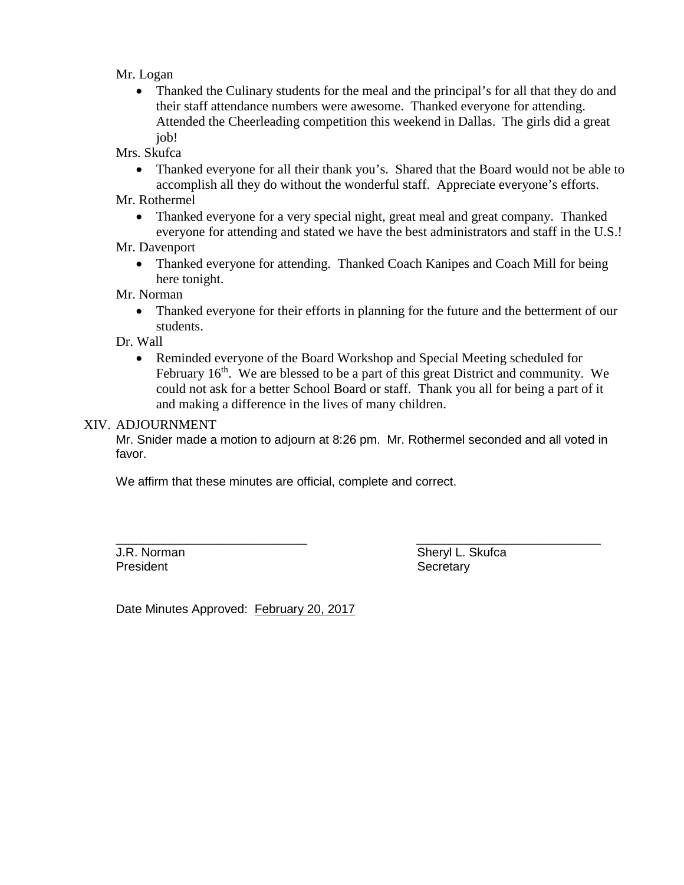Mr. Logan

- Thanked the Culinary students for the meal and the principal's for all that they do and their staff attendance numbers were awesome. Thanked everyone for attending. Attended the Cheerleading competition this weekend in Dallas. The girls did a great job!

Mrs. Skufca

- Thanked everyone for all their thank you's. Shared that the Board would not be able to accomplish all they do without the wonderful staff. Appreciate everyone's efforts.

Mr. Rothermel

- Thanked everyone for a very special night, great meal and great company. Thanked everyone for attending and stated we have the best administrators and staff in the U.S.!

Mr. Davenport

- Thanked everyone for attending. Thanked Coach Kanipes and Coach Mill for being here tonight.

Mr. Norman

- Thanked everyone for their efforts in planning for the future and the betterment of our students.

Dr. Wall

- Reminded everyone of the Board Workshop and Special Meeting scheduled for February 16th. We are blessed to be a part of this great District and community. We could not ask for a better School Board or staff. Thank you all for being a part of it and making a difference in the lives of many children.

## XIV. ADJOURNMENT

Mr. Snider made a motion to adjourn at 8:26 pm. Mr. Rothermel seconded and all voted in favor.

We affirm that these minutes are official, complete and correct.

| | |
|---|---|
| \_\_\_\_\_\_\_\_\_\_\_\_\_\_\_\_\_\_\_\_\_\_\_\_\_\_\_\_ | \_\_\_\_\_\_\_\_\_\_\_\_\_\_\_\_\_\_\_\_\_\_\_\_\_\_\_\_ |
| J.R. Norman | Sheryl L. Skufca |
| President | Secretary |

Date Minutes Approved: February 20, 2017